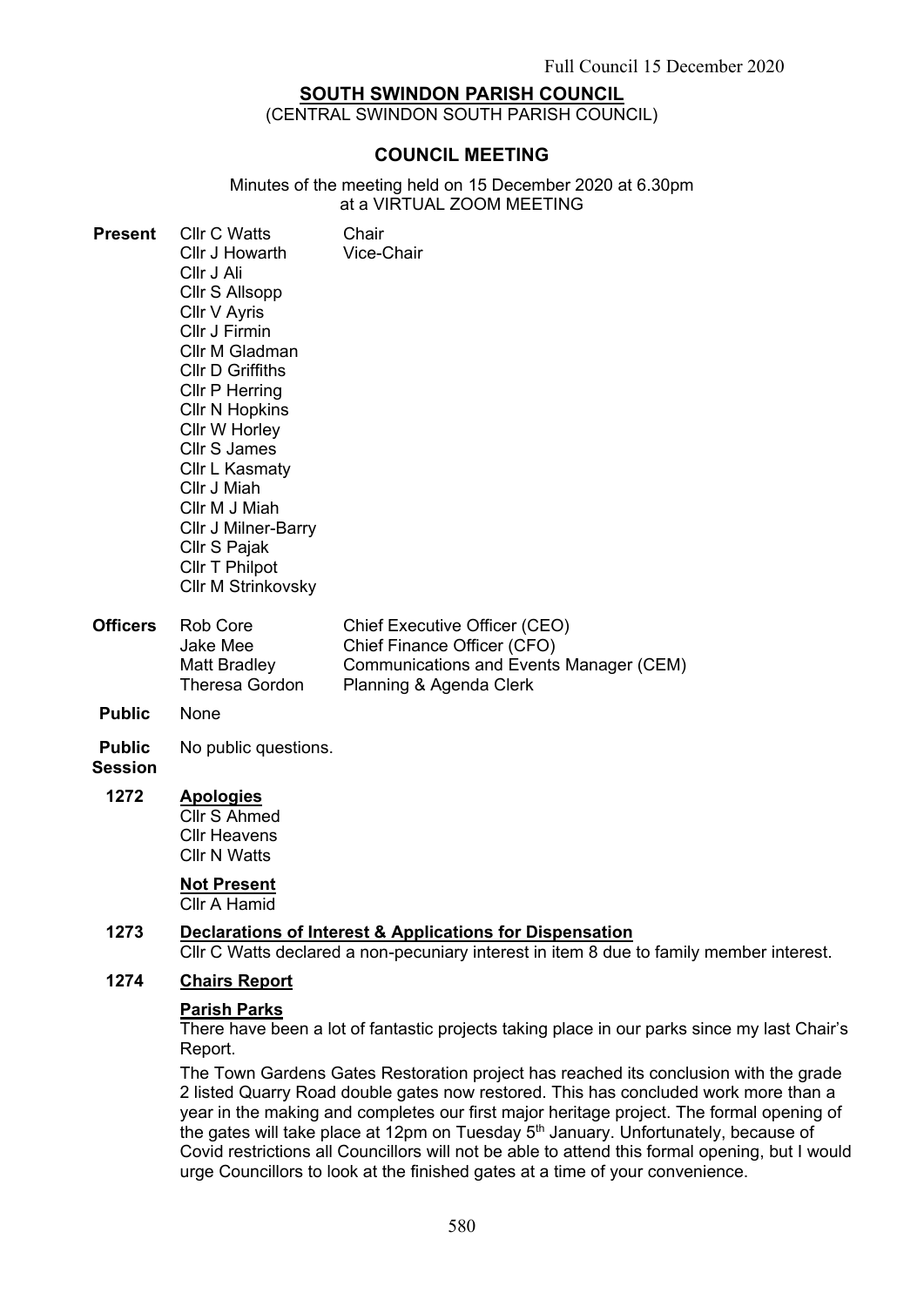# SOUTH SWINDON PARISH COUNCIL

(CENTRAL SWINDON SOUTH PARISH COUNCIL)

## COUNCIL MEETING

Minutes of the meeting held on 15 December 2020 at 6.30pm at a VIRTUAL ZOOM MEETING

**Present**

| | |
|---|---|
| Cllr C Watts | Chair |
| Cllr J Howarth | Vice-Chair |
| Cllr J Ali | |
| Cllr S Allsopp | |
| Cllr V Ayris | |
| Cllr J Firmin | |
| Cllr M Gladman | |
| Cllr D Griffiths | |
| Cllr P Herring | |
| Cllr N Hopkins | |
| Cllr W Horley | |
| Cllr S James | |
| Cllr L Kasmaty | |
| Cllr J Miah | |
| Cllr M J Miah | |
| Cllr J Milner-Barry | |
| Cllr S Pajak | |
| Cllr T Philpot | |
| Cllr M Strinkovsky | |

**Officers**

| | |
|---|---|
| Rob Core | Chief Executive Officer (CEO) |
| Jake Mee | Chief Finance Officer (CFO) |
| Matt Bradley | Communications and Events Manager (CEM) |
| Theresa Gordon | Planning & Agenda Clerk |

**Public** None

**Public Session** No public questions.

**1272 Apologies**

Cllr S Ahmed
Cllr Heavens
Cllr N Watts

**Not Present**

Cllr A Hamid

**1273 Declarations of Interest & Applications for Dispensation**

Cllr C Watts declared a non-pecuniary interest in item 8 due to family member interest.

**1274 Chairs Report**

**Parish Parks**

There have been a lot of fantastic projects taking place in our parks since my last Chair's Report.

The Town Gardens Gates Restoration project has reached its conclusion with the grade 2 listed Quarry Road double gates now restored. This has concluded work more than a year in the making and completes our first major heritage project. The formal opening of the gates will take place at 12pm on Tuesday 5th January. Unfortunately, because of Covid restrictions all Councillors will not be able to attend this formal opening, but I would urge Councillors to look at the finished gates at a time of your convenience.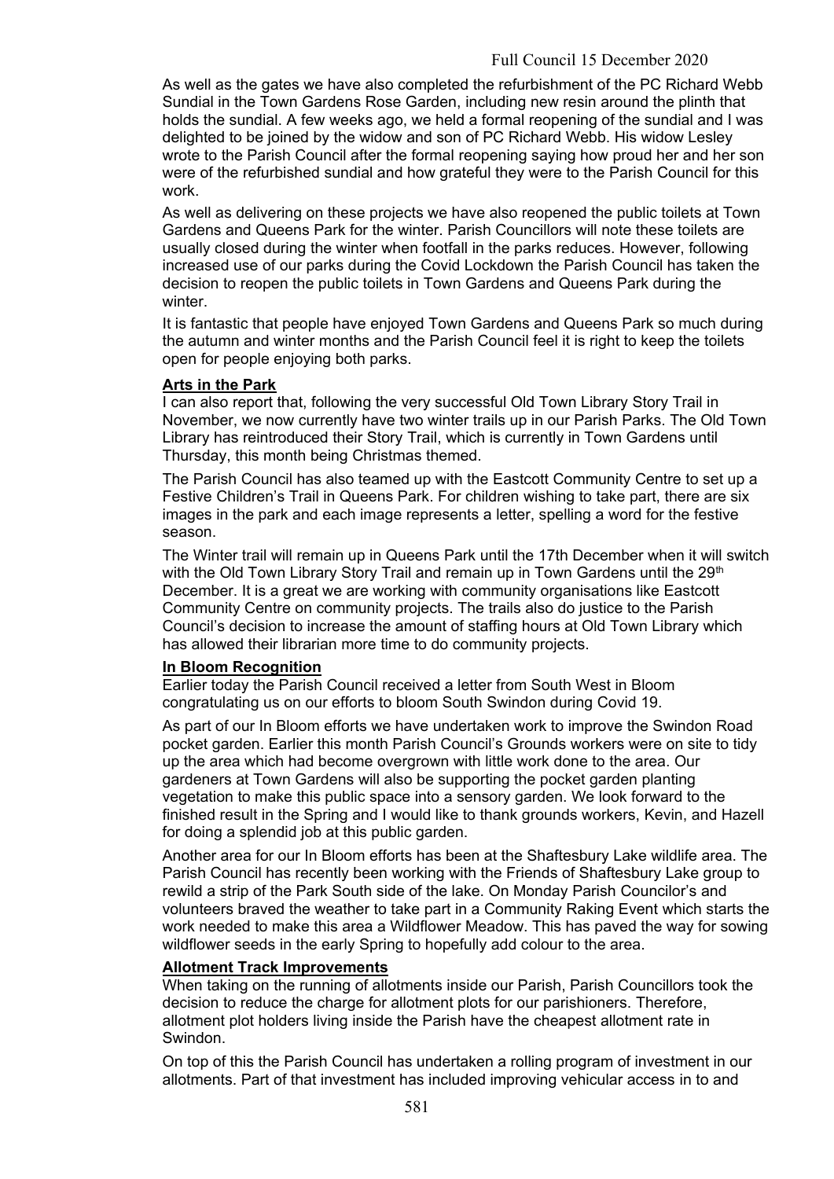As well as the gates we have also completed the refurbishment of the PC Richard Webb Sundial in the Town Gardens Rose Garden, including new resin around the plinth that holds the sundial. A few weeks ago, we held a formal reopening of the sundial and I was delighted to be joined by the widow and son of PC Richard Webb. His widow Lesley wrote to the Parish Council after the formal reopening saying how proud her and her son were of the refurbished sundial and how grateful they were to the Parish Council for this work.

As well as delivering on these projects we have also reopened the public toilets at Town Gardens and Queens Park for the winter. Parish Councillors will note these toilets are usually closed during the winter when footfall in the parks reduces. However, following increased use of our parks during the Covid Lockdown the Parish Council has taken the decision to reopen the public toilets in Town Gardens and Queens Park during the winter.

It is fantastic that people have enjoyed Town Gardens and Queens Park so much during the autumn and winter months and the Parish Council feel it is right to keep the toilets open for people enjoying both parks.

**Arts in the Park**

I can also report that, following the very successful Old Town Library Story Trail in November, we now currently have two winter trails up in our Parish Parks. The Old Town Library has reintroduced their Story Trail, which is currently in Town Gardens until Thursday, this month being Christmas themed.

The Parish Council has also teamed up with the Eastcott Community Centre to set up a Festive Children's Trail in Queens Park. For children wishing to take part, there are six images in the park and each image represents a letter, spelling a word for the festive season.

The Winter trail will remain up in Queens Park until the 17th December when it will switch with the Old Town Library Story Trail and remain up in Town Gardens until the 29th December. It is a great we are working with community organisations like Eastcott Community Centre on community projects. The trails also do justice to the Parish Council's decision to increase the amount of staffing hours at Old Town Library which has allowed their librarian more time to do community projects.

**In Bloom Recognition**

Earlier today the Parish Council received a letter from South West in Bloom congratulating us on our efforts to bloom South Swindon during Covid 19.

As part of our In Bloom efforts we have undertaken work to improve the Swindon Road pocket garden. Earlier this month Parish Council's Grounds workers were on site to tidy up the area which had become overgrown with little work done to the area. Our gardeners at Town Gardens will also be supporting the pocket garden planting vegetation to make this public space into a sensory garden. We look forward to the finished result in the Spring and I would like to thank grounds workers, Kevin, and Hazell for doing a splendid job at this public garden.

Another area for our In Bloom efforts has been at the Shaftesbury Lake wildlife area. The Parish Council has recently been working with the Friends of Shaftesbury Lake group to rewild a strip of the Park South side of the lake. On Monday Parish Councilor's and volunteers braved the weather to take part in a Community Raking Event which starts the work needed to make this area a Wildflower Meadow. This has paved the way for sowing wildflower seeds in the early Spring to hopefully add colour to the area.

**Allotment Track Improvements**

When taking on the running of allotments inside our Parish, Parish Councillors took the decision to reduce the charge for allotment plots for our parishioners. Therefore, allotment plot holders living inside the Parish have the cheapest allotment rate in Swindon.

On top of this the Parish Council has undertaken a rolling program of investment in our allotments. Part of that investment has included improving vehicular access in to and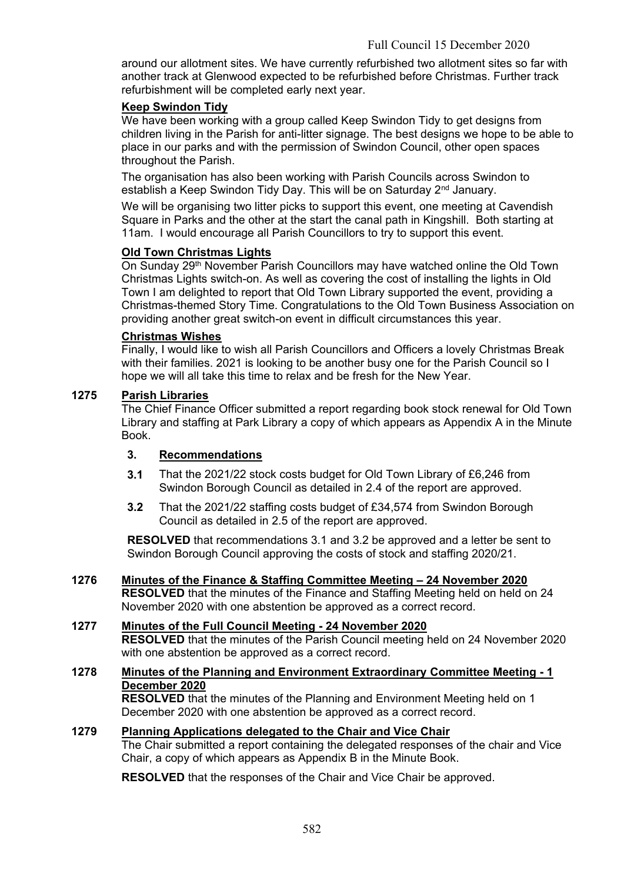around our allotment sites. We have currently refurbished two allotment sites so far with another track at Glenwood expected to be refurbished before Christmas. Further track refurbishment will be completed early next year.

**Keep Swindon Tidy**

We have been working with a group called Keep Swindon Tidy to get designs from children living in the Parish for anti-litter signage. The best designs we hope to be able to place in our parks and with the permission of Swindon Council, other open spaces throughout the Parish.

The organisation has also been working with Parish Councils across Swindon to establish a Keep Swindon Tidy Day. This will be on Saturday 2nd January.

We will be organising two litter picks to support this event, one meeting at Cavendish Square in Parks and the other at the start the canal path in Kingshill. Both starting at 11am. I would encourage all Parish Councillors to try to support this event.

**Old Town Christmas Lights**

On Sunday 29th November Parish Councillors may have watched online the Old Town Christmas Lights switch-on. As well as covering the cost of installing the lights in Old Town I am delighted to report that Old Town Library supported the event, providing a Christmas-themed Story Time. Congratulations to the Old Town Business Association on providing another great switch-on event in difficult circumstances this year.

**Christmas Wishes**

Finally, I would like to wish all Parish Councillors and Officers a lovely Christmas Break with their families. 2021 is looking to be another busy one for the Parish Council so I hope we will all take this time to relax and be fresh for the New Year.

**1275 Parish Libraries**

The Chief Finance Officer submitted a report regarding book stock renewal for Old Town Library and staffing at Park Library a copy of which appears as Appendix A in the Minute Book.

**3. Recommendations**

**3.1** That the 2021/22 stock costs budget for Old Town Library of £6,246 from Swindon Borough Council as detailed in 2.4 of the report are approved.

**3.2** That the 2021/22 staffing costs budget of £34,574 from Swindon Borough Council as detailed in 2.5 of the report are approved.

**RESOLVED** that recommendations 3.1 and 3.2 be approved and a letter be sent to Swindon Borough Council approving the costs of stock and staffing 2020/21.

**1276 Minutes of the Finance & Staffing Committee Meeting – 24 November 2020**

**RESOLVED** that the minutes of the Finance and Staffing Meeting held on held on 24 November 2020 with one abstention be approved as a correct record.

**1277 Minutes of the Full Council Meeting - 24 November 2020**

**RESOLVED** that the minutes of the Parish Council meeting held on 24 November 2020 with one abstention be approved as a correct record.

**1278 Minutes of the Planning and Environment Extraordinary Committee Meeting - 1 December 2020**

**RESOLVED** that the minutes of the Planning and Environment Meeting held on 1 December 2020 with one abstention be approved as a correct record.

**1279 Planning Applications delegated to the Chair and Vice Chair**

The Chair submitted a report containing the delegated responses of the chair and Vice Chair, a copy of which appears as Appendix B in the Minute Book.

**RESOLVED** that the responses of the Chair and Vice Chair be approved.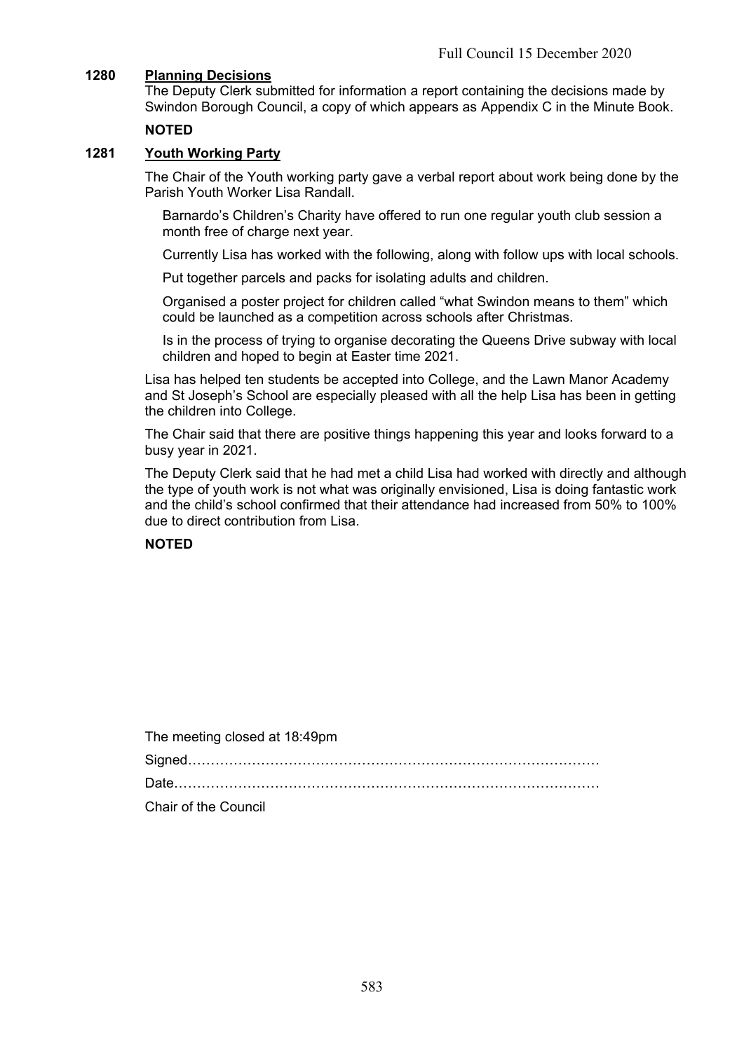**1280 Planning Decisions**

The Deputy Clerk submitted for information a report containing the decisions made by Swindon Borough Council, a copy of which appears as Appendix C in the Minute Book.

**NOTED**

**1281 Youth Working Party**

The Chair of the Youth working party gave a verbal report about work being done by the Parish Youth Worker Lisa Randall.

Barnardo's Children's Charity have offered to run one regular youth club session a month free of charge next year.

Currently Lisa has worked with the following, along with follow ups with local schools.

Put together parcels and packs for isolating adults and children.

Organised a poster project for children called "what Swindon means to them" which could be launched as a competition across schools after Christmas.

Is in the process of trying to organise decorating the Queens Drive subway with local children and hoped to begin at Easter time 2021.

Lisa has helped ten students be accepted into College, and the Lawn Manor Academy and St Joseph's School are especially pleased with all the help Lisa has been in getting the children into College.

The Chair said that there are positive things happening this year and looks forward to a busy year in 2021.

The Deputy Clerk said that he had met a child Lisa had worked with directly and although the type of youth work is not what was originally envisioned, Lisa is doing fantastic work and the child's school confirmed that their attendance had increased from 50% to 100% due to direct contribution from Lisa.

**NOTED**

The meeting closed at 18:49pm

Signed………………………………………………………………………………

Date…………………………………………………………………………………

Chair of the Council